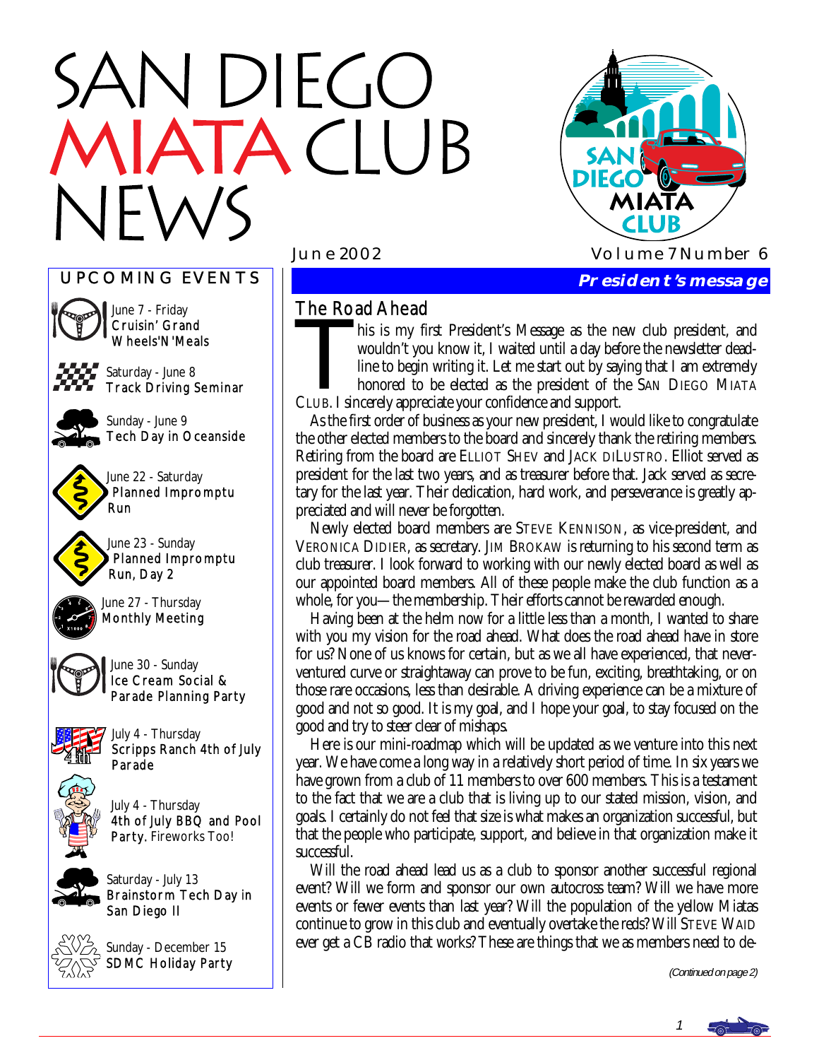# SAN DIEGO MIATA CLUB NEWS

June 2002 Volume 7 Number 6

## UPCOMING EVENTS

June 7 - Friday
Cruisin' Grand Wheels'N'Meals

Saturday - June 8
Track Driving Seminar

Sunday - June 9
Tech Day in Oceanside

June 22 - Saturday
Planned Impromptu Run

June 23 - Sunday
Planned Impromptu Run, Day 2

June 27 - Thursday
Monthly Meeting

June 30 - Sunday
Ice Cream Social & Parade Planning Party

July 4 - Thursday
Scripps Ranch 4th of July Parade

July 4 - Thursday
4th of July BBQ and Pool Party. Fireworks Too!

Saturday - July 13
Brainstorm Tech Day in San Diego II

Sunday - December 15
SDMC Holiday Party

**President's message**

## The Road Ahead

This is my first President's Message as the new club president, and wouldn't you know it, I waited until a day before the newsletter deadline to begin writing it. Let me start out by saying that I am extremely honored to be elected as the president of the SAN DIEGO MIATA CLUB. I sincerely appreciate your confidence and support.

As the first order of business as your new president, I would like to congratulate the other elected members to the board and sincerely thank the retiring members. Retiring from the board are ELLIOT SHEV and JACK DILUSTRO. Elliot served as president for the last two years, and as treasurer before that. Jack served as secretary for the last year. Their dedication, hard work, and perseverance is greatly appreciated and will never be forgotten.

Newly elected board members are STEVE KENNISON, as vice-president, and VERONICA DIDIER, as secretary. JIM BROKAW is returning to his second term as club treasurer. I look forward to working with our newly elected board as well as our appointed board members. All of these people make the club function as a whole, for you—the membership. Their efforts cannot be rewarded enough.

Having been at the helm now for a little less than a month, I wanted to share with you my vision for the road ahead. What does the road ahead have in store for us? None of us knows for certain, but as we all have experienced, that never-ventured curve or straightaway can prove to be fun, exciting, breathtaking, or on those rare occasions, less than desirable. A driving experience can be a mixture of good and not so good. It is my goal, and I hope your goal, to stay focused on the good and try to steer clear of mishaps.

Here is our mini-roadmap which will be updated as we venture into this next year. We have come a long way in a relatively short period of time. In six years we have grown from a club of 11 members to over 600 members. This is a testament to the fact that we are a club that is living up to our stated mission, vision, and goals. I certainly do not feel that size is what makes an organization successful, but that the people who participate, support, and believe in that organization make it successful.

Will the road ahead lead us as a club to sponsor another successful regional event? Will we form and sponsor our own autocross team? Will we have more events or fewer events than last year? Will the population of the yellow Miatas continue to grow in this club and eventually overtake the reds? Will STEVE WAID ever get a CB radio that works? These are things that we as members need to de-

*(Continued on page 2)*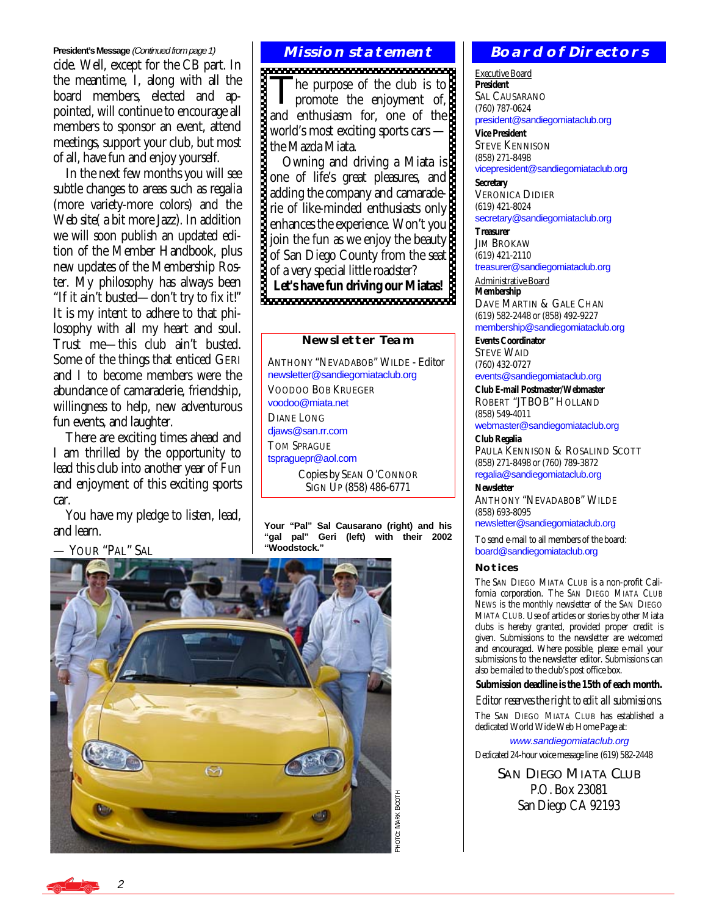**President's Message** *(Continued from page 1)*

cide. Well, except for the CB part. In the meantime, I, along with all the board members, elected and appointed, will continue to encourage all members to sponsor an event, attend meetings, support your club, but most of all, have fun and enjoy yourself.

In the next few months you will see subtle changes to areas such as regalia (more variety-more colors) and the Web site( a bit more Jazz). In addition we will soon publish an updated edition of the Member Handbook, plus new updates of the Membership Roster. My philosophy has always been "If it ain't busted—don't try to fix it!" It is my intent to adhere to that philosophy with all my heart and soul. Trust me—this club ain't busted. Some of the things that enticed GERI and I to become members were the abundance of camaraderie, friendship, willingness to help, new adventurous fun events, and laughter.

There are exciting times ahead and I am thrilled by the opportunity to lead this club into another year of FUN and enjoyment of this exciting sports car.

You have my pledge to listen, lead, and learn.

— YOUR "PAL" SAL

## Mission statement

The purpose of the club is to promote the enjoyment of, and enthusiasm for, one of the world's most exciting sports cars — the Mazda Miata.

Owning and driving a Miata is one of life's great pleasures, and adding the company and camaraderie of like-minded enthusiasts only enhances the experience. Won't you join the fun as we enjoy the beauty of San Diego County from the seat of a very special little roadster?

**Let's have fun driving our Miatas!**

### Newsletter Team

ANTHONY "NEVADABOB" WILDE - Editor
newsletter@sandiegomiataclub.org

VOODOO BOB KRUEGER
voodoo@miata.net

DIANE LONG
djaws@san.rr.com

TOM SPRAGUE
tspraguepr@aol.com

Copies by SEAN O'CONNOR
SIGN UP (858) 486-6771

**Your "Pal" Sal Causarano (right) and his "gal pal" Geri (left) with their 2002 "Woodstock."**

PHOTO: MARK BOOTH

## Board of Directors

Executive Board

**President**
SAL CAUSARANO
(760) 787-0624
president@sandiegomiataclub.org

**Vice President**
STEVE KENNISON
(858) 271-8498
vicepresident@sandiegomiataclub.org

**Secretary**
VERONICA DIDIER
(619) 421-8024
secretary@sandiegomiataclub.org

**Treasurer**
JIM BROKAW
(619) 421-2110
treasurer@sandiegomiataclub.org

Administrative Board

**Membership**
DAVE MARTIN & GALE CHAN
(619) 582-2448 or (858) 492-9227
membership@sandiegomiataclub.org

**Events Coordinator**
STEVE WAID
(760) 432-0727
events@sandiegomiataclub.org

**Club E-mail Postmaster/Webmaster**
ROBERT "JTBOB" HOLLAND
(858) 549-4011
webmaster@sandiegomiataclub.org

**Club Regalia**
PAULA KENNISON & ROSALIND SCOTT
(858) 271-8498 or (760) 789-3872
regalia@sandiegomiataclub.org

**Newsletter**
ANTHONY "NEVADABOB" WILDE
(858) 693-8095
newsletter@sandiegomiataclub.org

To send e-mail to all members of the board:
board@sandiegomiataclub.org

### Notices

The SAN DIEGO MIATA CLUB is a non-profit California corporation. The SAN DIEGO MIATA CLUB NEWS is the monthly newsletter of the SAN DIEGO MIATA CLUB. Use of articles or stories by other Miata clubs is hereby granted, provided proper credit is given. Submissions to the newsletter are welcomed and encouraged. Where possible, please e-mail your submissions to the newsletter editor. Submissions can also be mailed to the club's post office box.

**Submission deadline is the 15th of each month.**

*Editor reserves the right to edit all submissions.*

The SAN DIEGO MIATA CLUB has established a dedicated World Wide Web Home Page at:

*www.sandiegomiataclub.org*

Dedicated 24-hour voice message line: (619) 582-2448

SAN DIEGO MIATA CLUB
P.O. Box 23081
San Diego CA 92193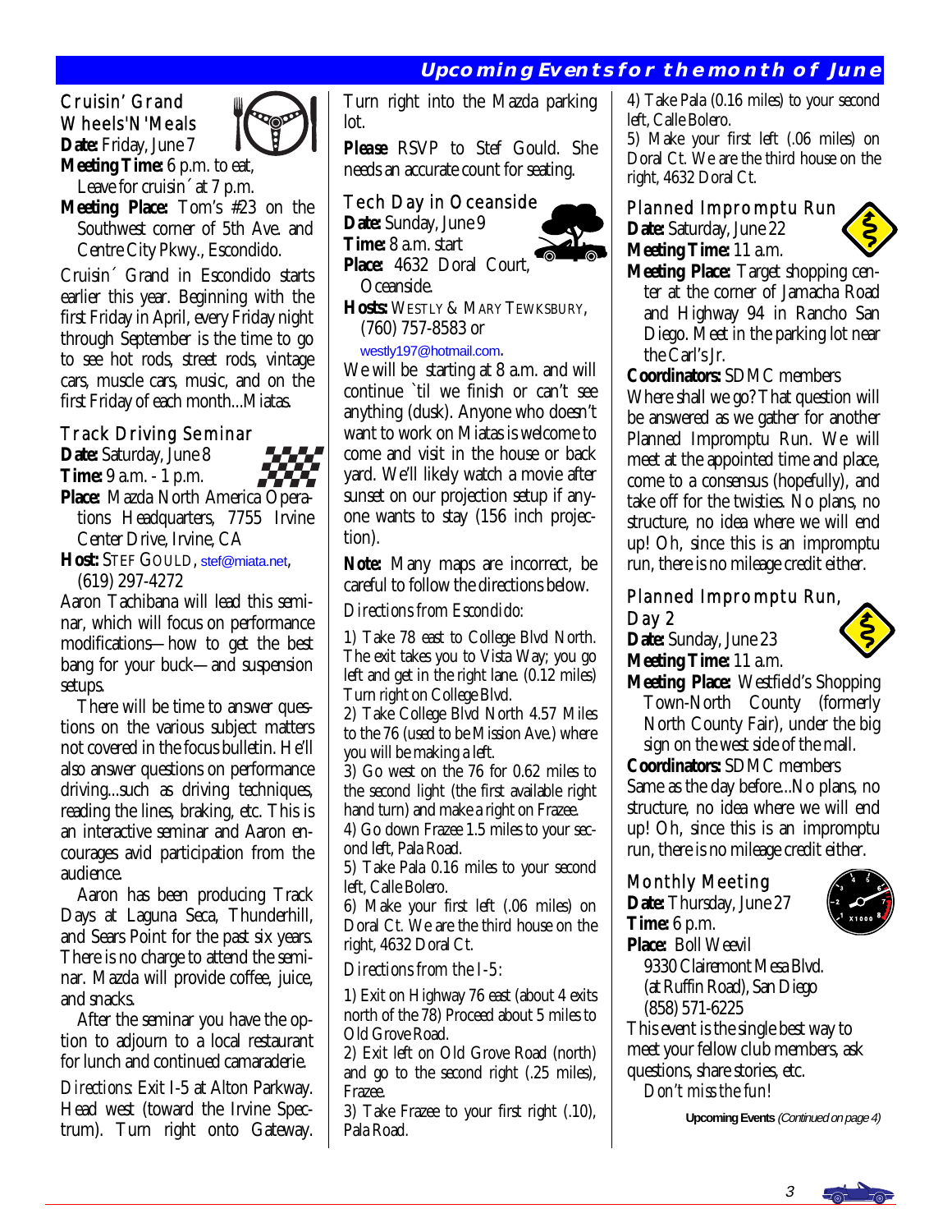## Upcoming Events for the month of June

### Cruisin' Grand Wheels'N'Meals

**Date:** Friday, June 7

**Meeting Time:** 6 p.m. to eat, Leave for cruisin´ at 7 p.m.

**Meeting Place:** Tom's #23 on the Southwest corner of 5th Ave. and Centre City Pkwy., Escondido.

Cruisin´ Grand in Escondido starts earlier this year. Beginning with the first Friday in April, every Friday night through September is the time to go to see hot rods, street rods, vintage cars, muscle cars, music, and on the first Friday of each month...Miatas.

### Track Driving Seminar

**Date:** Saturday, June 8

**Time:** 9 a.m. - 1 p.m.

**Place:** Mazda North America Operations Headquarters, 7755 Irvine Center Drive, Irvine, CA

**Host:** STEF GOULD, stef@miata.net, (619) 297-4272

Aaron Tachibana will lead this seminar, which will focus on performance modifications—how to get the best bang for your buck—and suspension setups.

There will be time to answer questions on the various subject matters not covered in the focus bulletin. He'll also answer questions on performance driving...such as driving techniques, reading the lines, braking, etc. This is an interactive seminar and Aaron encourages avid participation from the audience.

Aaron has been producing Track Days at Laguna Seca, Thunderhill, and Sears Point for the past six years. There is no charge to attend the seminar. Mazda will provide coffee, juice, and snacks.

After the seminar you have the option to adjourn to a local restaurant for lunch and continued camaraderie.

*Directions:* Exit I-5 at Alton Parkway. Head west (toward the Irvine Spectrum). Turn right onto Gateway. Turn right into the Mazda parking lot.

**Please** RSVP to Stef Gould. She needs an accurate count for seating.

### Tech Day in Oceanside

**Date:** Sunday, June 9

**Time:** 8 a.m. start

**Place:** 4632 Doral Court, Oceanside.

**Hosts:** WESTLY & MARY TEWKSBURY, (760) 757-8583 or westly197@hotmail.com.

We will be starting at 8 a.m. and will continue `til we finish or can't see anything (dusk). Anyone who doesn't want to work on Miatas is welcome to come and visit in the house or back yard. We'll likely watch a movie after sunset on our projection setup if anyone wants to stay (156 inch projection).

**Note:** Many maps are incorrect, be careful to follow the directions below.

*Directions from Escondido:*

1) Take 78 east to College Blvd North. The exit takes you to Vista Way; you go left and get in the right lane. (0.12 miles) Turn right on College Blvd.

2) Take College Blvd North 4.57 Miles to the 76 (used to be Mission Ave.) where you will be making a left.

3) Go west on the 76 for 0.62 miles to the second light (the first available right hand turn) and make a right on Frazee.

4) Go down Frazee 1.5 miles to your second left, Pala Road.

5) Take Pala 0.16 miles to your second left, Calle Bolero.

6) Make your first left (.06 miles) on Doral Ct. We are the third house on the right, 4632 Doral Ct.

*Directions from the I-5:*

1) Exit on Highway 76 east (about 4 exits north of the 78) Proceed about 5 miles to Old Grove Road.

2) Exit left on Old Grove Road (north) and go to the second right (.25 miles), Frazee.

3) Take Frazee to your first right (.10), Pala Road.

4) Take Pala (0.16 miles) to your second left, Calle Bolero.

5) Make your first left (.06 miles) on Doral Ct. We are the third house on the right, 4632 Doral Ct.

### Planned Impromptu Run

**Date:** Saturday, June 22

**Meeting Time:** 11 a.m.

**Meeting Place:** Target shopping center at the corner of Jamacha Road and Highway 94 in Rancho San Diego. Meet in the parking lot near the Carl's Jr.

**Coordinators:** SDMC members

Where shall we go? That question will be answered as we gather for another Planned Impromptu Run. We will meet at the appointed time and place, come to a consensus (hopefully), and take off for the twisties. No plans, no structure, no idea where we will end up! Oh, since this is an impromptu run, there is no mileage credit either.

### Planned Impromptu Run, Day 2

**Date:** Sunday, June 23

**Meeting Time:** 11 a.m.

**Meeting Place:** Westfield's Shopping Town-North County (formerly North County Fair), under the big sign on the west side of the mall.

**Coordinators:** SDMC members

Same as the day before...No plans, no structure, no idea where we will end up! Oh, since this is an impromptu run, there is no mileage credit either.

### Monthly Meeting

**Date:** Thursday, June 27

**Time:** 6 p.m.

**Place:** Boll Weevil 9330 Clairemont Mesa Blvd. (at Ruffin Road), San Diego (858) 571-6225

This event is the single best way to meet your fellow club members, ask questions, share stories, etc.

*Don't miss the fun!*

**Upcoming Events** *(Continued on page 4)*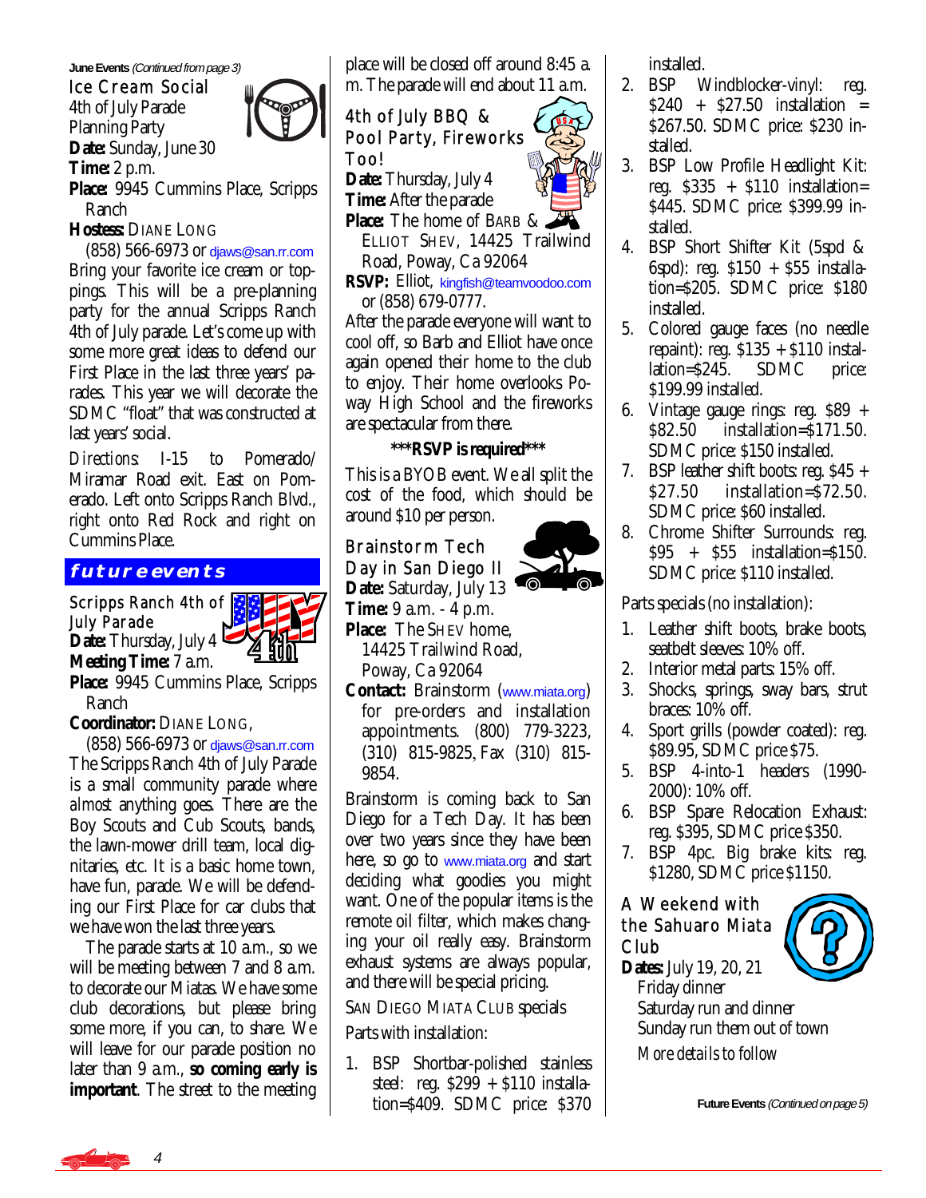**June Events** *(Continued from page 3)*

### Ice Cream Social

4th of July Parade Planning Party

**Date:** Sunday, June 30

**Time:** 2 p.m.

**Place:** 9945 Cummins Place, Scripps Ranch

**Hostess:** DIANE LONG (858) 566-6973 or djaws@san.rr.com

Bring your favorite ice cream or toppings. This will be a pre-planning party for the annual Scripps Ranch 4th of July parade. Let's come up with some more great ideas to defend our First Place in the last three years' parades. This year we will decorate the SDMC "float" that was constructed at last years' social.

*Directions:* I-15 to Pomerado/ Miramar Road exit. East on Pomerado. Left onto Scripps Ranch Blvd., right onto Red Rock and right on Cummins Place.

## future events

### Scripps Ranch 4th of July Parade

**Date:** Thursday, July 4

**Meeting Time:** 7 a.m.

**Place:** 9945 Cummins Place, Scripps Ranch

**Coordinator:** DIANE LONG, (858) 566-6973 or djaws@san.rr.com

The Scripps Ranch 4th of July Parade is a small community parade where *almost* anything goes. There are the Boy Scouts and Cub Scouts, bands, the lawn-mower drill team, local dignitaries, etc. It is a basic home town, have fun, parade. We will be defending our First Place for car clubs that we have won the last three years.

The parade starts at 10 a.m., so we will be meeting between 7 and 8 a.m. to decorate our Miatas. We have some club decorations, but please bring some more, if you can, to share. We will leave for our parade position no later than 9 a.m., **so coming early is important**. The street to the meeting place will be closed off around 8:45 a.m. The parade will end about 11 a.m.

### 4th of July BBQ & Pool Party, Fireworks Too!

**Date:** Thursday, July 4

**Time:** After the parade

**Place:** The home of BARB & ELLIOT SHEV, 14425 Trailwind Road, Poway, Ca 92064

**RSVP:** Elliot, kingfish@teamvoodoo.com or (858) 679-0777.

After the parade everyone will want to cool off, so Barb and Elliot have once again opened their home to the club to enjoy. Their home overlooks Poway High School and the fireworks are spectacular from there.

**\*\*\*RSVP is required\*\*\***

This is a BYOB event. We all split the cost of the food, which should be around $10 per person.

### Brainstorm Tech Day in San Diego II

**Date:** Saturday, July 13

**Time:** 9 a.m. - 4 p.m.

**Place:** The SHEV home, 14425 Trailwind Road, Poway, Ca 92064

**Contact:** Brainstorm (www.miata.org) for pre-orders and installation appointments. (800) 779-3223, (310) 815-9825, Fax (310) 815-9854.

Brainstorm is coming back to San Diego for a Tech Day. It has been over two years since they have been here, so go to www.miata.org and start deciding what goodies you might want. One of the popular items is the remote oil filter, which makes changing your oil really easy. Brainstorm exhaust systems are always popular, and there will be special pricing.

SAN DIEGO MIATA CLUB specials

Parts with installation:

1. BSP Shortbar-polished stainless steel: reg. $299 + $110 installation=$409. SDMC price: $370 installed.
2. BSP Windblocker-vinyl: reg. $240 + $27.50 installation = $267.50. SDMC price: $230 installed.
3. BSP Low Profile Headlight Kit: reg. $335 + $110 installation= $445. SDMC price: $399.99 installed.
4. BSP Short Shifter Kit (5spd & 6spd): reg. $150 + $55 installation=$205. SDMC price: $180 installed.
5. Colored gauge faces (no needle repaint): reg. $135 + $110 installation=$245. SDMC price: $199.99 installed.
6. Vintage gauge rings: reg. $89 + $82.50 installation=$171.50. SDMC price: $150 installed.
7. BSP leather shift boots: reg. $45 + $27.50 installation=$72.50. SDMC price: $60 installed.
8. Chrome Shifter Surrounds: reg. $95 + $55 installation=$150. SDMC price: $110 installed.

Parts specials (no installation):

1. Leather shift boots, brake boots, seatbelt sleeves: 10% off.
2. Interior metal parts: 15% off.
3. Shocks, springs, sway bars, strut braces: 10% off.
4. Sport grills (powder coated): reg. $89.95, SDMC price $75.
5. BSP 4-into-1 headers (1990-2000): 10% off.
6. BSP Spare Relocation Exhaust: reg. $395, SDMC price $350.
7. BSP 4pc. Big brake kits: reg. $1280, SDMC price $1150.

### A Weekend with the Sahuaro Miata Club

**Dates:** July 19, 20, 21

Friday dinner

Saturday run and dinner

Sunday run them out of town

*More details to follow*

**Future Events** *(Continued on page 5)*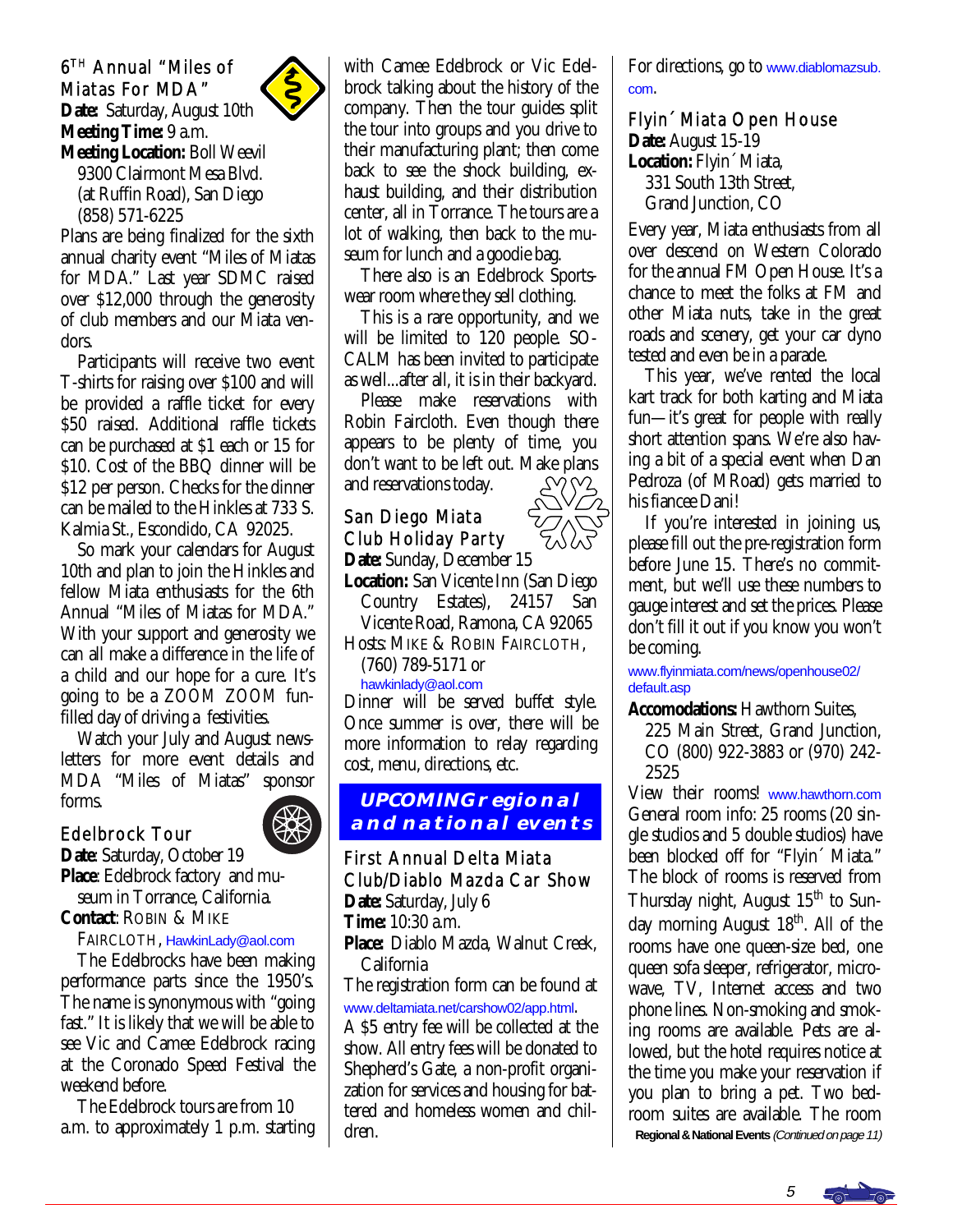## 6TH Annual "Miles of Miatas For MDA"

**Date:** Saturday, August 10th
**Meeting Time:** 9 a.m.
**Meeting Location:** Boll Weevil
9300 Clairmont Mesa Blvd.
(at Ruffin Road), San Diego
(858) 571-6225

Plans are being finalized for the sixth annual charity event "Miles of Miatas for MDA." Last year SDMC raised over $12,000 through the generosity of club members and our Miata vendors.

Participants will receive two event T-shirts for raising over $100 and will be provided a raffle ticket for every $50 raised. Additional raffle tickets can be purchased at $1 each or 15 for $10. Cost of the BBQ dinner will be $12 per person. Checks for the dinner can be mailed to the Hinkles at 733 S. Kalmia St., Escondido, CA 92025.

So mark your calendars for August 10th and plan to join the Hinkles and fellow Miata enthusiasts for the 6th Annual "Miles of Miatas for MDA." With your support and generosity we can all make a difference in the life of a child and our hope for a cure. It's going to be a ZOOM ZOOM fun-filled day of driving a festivities.

Watch your July and August newsletters for more event details and MDA "Miles of Miatas" sponsor forms.

## Edelbrock Tour

**Date**: Saturday, October 19
**Place**: Edelbrock factory and museum in Torrance, California.
**Contact**: ROBIN & MIKE FAIRCLOTH, HawkinLady@aol.com

The Edelbrocks have been making performance parts since the 1950's. The name is synonymous with "going fast." It is likely that we will be able to see Vic and Camee Edelbrock racing at the Coronado Speed Festival the weekend before.

The Edelbrock tours are from 10 a.m. to approximately 1 p.m. starting with Camee Edelbrock or Vic Edelbrock talking about the history of the company. Then the tour guides split the tour into groups and you drive to their manufacturing plant; then come back to see the shock building, exhaust building, and their distribution center, all in Torrance. The tours are a lot of walking, then back to the museum for lunch and a goodie bag.

There also is an Edelbrock Sportswear room where they sell clothing.

This is a rare opportunity, and we will be limited to 120 people. SOCALM has been invited to participate as well...after all, it is in their backyard.

Please make reservations with Robin Faircloth. Even though there appears to be plenty of time, you don't want to be left out. Make plans and reservations today.

## San Diego Miata Club Holiday Party

**Date:** Sunday, December 15
**Location:** San Vicente Inn (San Diego Country Estates), 24157 San Vicente Road, Ramona, CA 92065
Hosts: MIKE & ROBIN FAIRCLOTH, (760) 789-5171 or hawkinlady@aol.com

Dinner will be served buffet style. Once summer is over, there will be more information to relay regarding cost, menu, directions, etc.

# UPCOMING regional and national events

## First Annual Delta Miata Club/Diablo Mazda Car Show

**Date:** Saturday, July 6
**Time:** 10:30 a.m.
**Place:** Diablo Mazda, Walnut Creek, California

The registration form can be found at www.deltamiata.net/carshow02/app.html.

A $5 entry fee will be collected at the show. All entry fees will be donated to Shepherd's Gate, a non-profit organization for services and housing for battered and homeless women and children.

For directions, go to www.diablomazsub.com.

## Flyin´ Miata Open House

**Date:** August 15-19
**Location:** Flyin´ Miata,
331 South 13th Street,
Grand Junction, CO

Every year, Miata enthusiasts from all over descend on Western Colorado for the annual FM Open House. It's a chance to meet the folks at FM and other Miata nuts, take in the great roads and scenery, get your car dyno tested and even be in a parade.

This year, we've rented the local kart track for both karting and Miata fun—it's great for people with really short attention spans. We're also having a bit of a special event when Dan Pedroza (of MRoad) gets married to his fiancee Dani!

If you're interested in joining us, please fill out the pre-registration form before June 15. There's no commitment, but we'll use these numbers to gauge interest and set the prices. Please don't fill it out if you know you won't be coming.

www.flyinmiata.com/news/openhouse02/default.asp

**Accomodations:** Hawthorn Suites, 225 Main Street, Grand Junction, CO (800) 922-3883 or (970) 242-2525

View their rooms! www.hawthorn.com

General room info: 25 rooms (20 single studios and 5 double studios) have been blocked off for "Flyin´ Miata." The block of rooms is reserved from Thursday night, August 15th to Sunday morning August 18th. All of the rooms have one queen-size bed, one queen sofa sleeper, refrigerator, microwave, TV, Internet access and two phone lines. Non-smoking and smoking rooms are available. Pets are allowed, but the hotel requires notice at the time you make your reservation if you plan to bring a pet. Two bedroom suites are available. The room

**Regional & National Events** *(Continued on page 11)*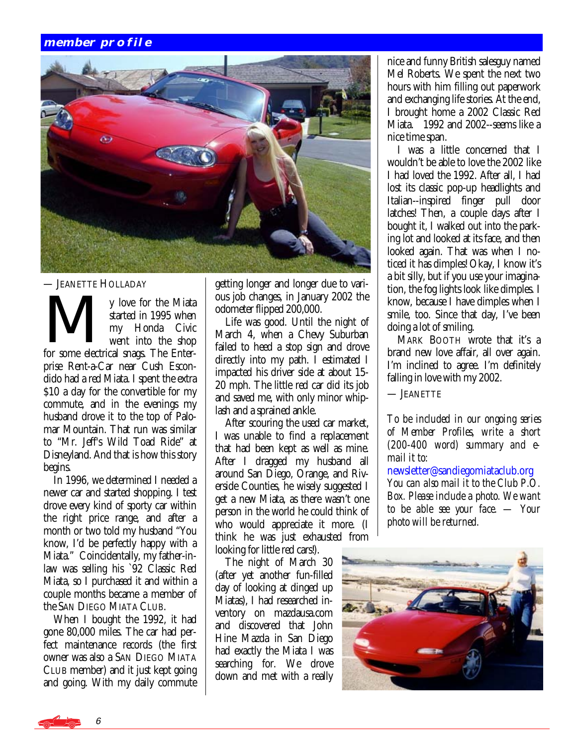## member profile

— Jeanette Holladay

My love for the Miata started in 1995 when my Honda Civic went into the shop for some electrical snags. The Enterprise Rent-a-Car near Cush Escondido had a red Miata. I spent the extra $10 a day for the convertible for my commute, and in the evenings my husband drove it to the top of Palomar Mountain. That run was similar to "Mr. Jeff's Wild Toad Ride" at Disneyland. And that is how this story begins.

In 1996, we determined I needed a newer car and started shopping. I test drove every kind of sporty car within the right price range, and after a month or two told my husband "You know, I'd be perfectly happy with a Miata." Coincidentally, my father-in-law was selling his `92 Classic Red Miata, so I purchased it and within a couple months became a member of the San Diego Miata Club.

When I bought the 1992, it had gone 80,000 miles. The car had perfect maintenance records (the first owner was also a San Diego Miata Club member) and it just kept going and going. With my daily commute getting longer and longer due to various job changes, in January 2002 the odometer flipped 200,000.

Life was good. Until the night of March 4, when a Chevy Suburban failed to heed a stop sign and drove directly into my path. I estimated I impacted his driver side at about 15-20 mph. The little red car did its job and saved me, with only minor whiplash and a sprained ankle.

After scouring the used car market, I was unable to find a replacement that had been kept as well as mine. After I dragged my husband all around San Diego, Orange, and Riverside Counties, he wisely suggested I get a new Miata, as there wasn't one person in the world he could think of who would appreciate it more. (I think he was just exhausted from looking for little red cars!).

The night of March 30 (after yet another fun-filled day of looking at dinged up Miatas), I had researched inventory on mazdausa.com and discovered that John Hine Mazda in San Diego had exactly the Miata I was searching for. We drove down and met with a really nice and funny British salesguy named Mel Roberts. We spent the next two hours with him filling out paperwork and exchanging life stories. At the end, I brought home a 2002 Classic Red Miata. 1992 and 2002--seems like a nice time span.

I was a little concerned that I wouldn't be able to love the 2002 like I had loved the 1992. After all, I had lost its classic pop-up headlights and Italian--inspired finger pull door latches! Then, a couple days after I bought it, I walked out into the parking lot and looked at its face, and then looked again. That was when I noticed it has dimples! Okay, I know it's a bit silly, but if you use your imagination, the fog lights look like dimples. I know, because I have dimples when I smile, too. Since that day, I've been doing a lot of smiling.

Mark Booth wrote that it's a brand new love affair, all over again. I'm inclined to agree. I'm definitely falling in love with my 2002.

— Jeanette

*To be included in our ongoing series of Member Profiles, write a short (200-400 word) summary and e-mail it to:*

newsletter@sandiegomiataclub.org

*You can also mail it to the Club P.O. Box. Please include a photo. We want to be able see your face. — Your photo will be returned.*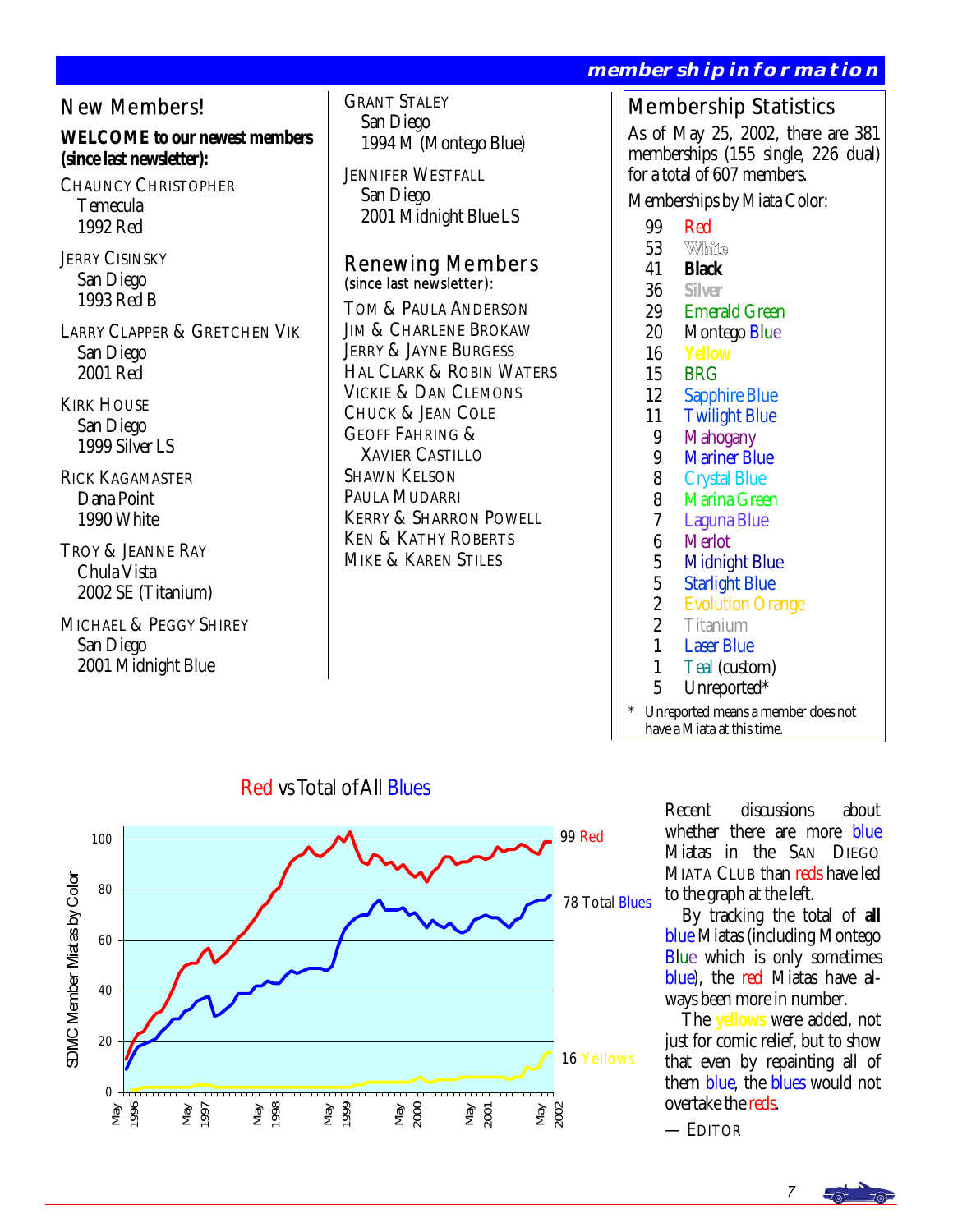## membership information

## New Members!

**WELCOME to our newest members (since last newsletter):**

CHAUNCY CHRISTOPHER
Temecula
1992 Red

JERRY CISINSKY
San Diego
1993 Red B

LARRY CLAPPER & GRETCHEN VIK
San Diego
2001 Red

KIRK HOUSE
San Diego
1999 Silver LS

RICK KAGAMASTER
Dana Point
1990 White

TROY & JEANNE RAY
Chula Vista
2002 SE (Titanium)

MICHAEL & PEGGY SHIREY
San Diego
2001 Midnight Blue

GRANT STALEY
San Diego
1994 M (Montego Blue)

JENNIFER WESTFALL
San Diego
2001 Midnight Blue LS

## Renewing Members

(since last newsletter):

TOM & PAULA ANDERSON
JIM & CHARLENE BROKAW
JERRY & JAYNE BURGESS
HAL CLARK & ROBIN WATERS
VICKIE & DAN CLEMONS
CHUCK & JEAN COLE
GEOFF FAHRING & XAVIER CASTILLO
SHAWN KELSON
PAULA MUDARRI
KERRY & SHARRON POWELL
KEN & KATHY ROBERTS
MIKE & KAREN STILES

## Membership Statistics

As of May 25, 2002, there are 381 memberships (155 single, 226 dual) for a total of 607 members.

Memberships by Miata Color:

| | |
|---|---|
| 99 | Red |
| 53 | White |
| 41 | **Black** |
| 36 | **Silver** |
| 29 | Emerald Green |
| 20 | Montego Blue |
| 16 | **Yellow** |
| 15 | BRG |
| 12 | Sapphire Blue |
| 11 | Twilight Blue |
| 9 | Mahogany |
| 9 | Mariner Blue |
| 8 | Crystal Blue |
| 8 | Marina Green |
| 7 | Laguna Blue |
| 6 | Merlot |
| 5 | Midnight Blue |
| 5 | Starlight Blue |
| 2 | Evolution Orange |
| 2 | Titanium |
| 1 | Laser Blue |
| 1 | Teal (custom) |
| 5 | Unreported* |

\* Unreported means a member does not have a Miata at this time.

### Red vs Total of All Blues

(Chart: SDMC Member Miatas by Color, May 1996 – May 2002; end values: 99 Red, 78 Total Blues, 16 Yellows)

Recent discussions about whether there are more blue Miatas in the SAN DIEGO MIATA CLUB than reds have led to the graph at the left.

By tracking the total of **all** blue Miatas (including Montego Blue which is only sometimes blue), the red Miatas have always been more in number.

The yellows were added, not just for comic relief, but to show that even by repainting all of them blue, the blues would not overtake the reds.

— EDITOR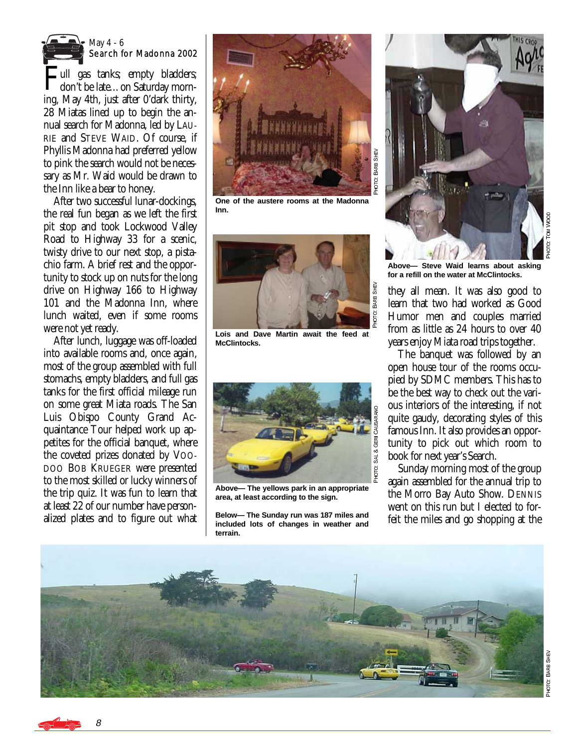May 4 - 6
## Search for Madonna 2002

Full gas tanks; empty bladders; don't be late…on Saturday morning, May 4th, just after 0'dark thirty, 28 Miatas lined up to begin the annual search for Madonna, led by LAURIE and STEVE WAID. Of course, if Phyllis Madonna had preferred yellow to pink the search would not be necessary as Mr. Waid would be drawn to the Inn like a bear to honey.

After two successful lunar-dockings, the real fun began as we left the first pit stop and took Lockwood Valley Road to Highway 33 for a scenic, twisty drive to our next stop, a pistachio farm. A brief rest and the opportunity to stock up on nuts for the long drive on Highway 166 to Highway 101 and the Madonna Inn, where lunch waited, even if some rooms were not yet ready.

After lunch, luggage was off-loaded into available rooms and, once again, most of the group assembled with full stomachs, empty bladders, and full gas tanks for the first official mileage run on some great Miata roads. The San Luis Obispo County Grand Acquaintance Tour helped work up appetites for the official banquet, where the coveted prizes donated by VOODOO BOB KRUEGER were presented to the most skilled or lucky winners of the trip quiz. It was fun to learn that at least 22 of our number have personalized plates and to figure out what they all mean. It was also good to learn that two had worked as Good Humor men and couples married from as little as 24 hours to over 40 years enjoy Miata road trips together.

The banquet was followed by an open house tour of the rooms occupied by SDMC members. This has to be the best way to check out the various interiors of the interesting, if not quite gaudy, decorating styles of this famous Inn. It also provides an opportunity to pick out which room to book for next year's Search.

Sunday morning most of the group again assembled for the annual trip to the Morro Bay Auto Show. DENNIS went on this run but I elected to forfeit the miles and go shopping at the

One of the austere rooms at the Madonna Inn. PHOTO: BARB SHEV

Lois and Dave Martin await the feed at McClintocks. PHOTO: BARB SHEV

**Above— The yellows park in an appropriate area, at least according to the sign.** PHOTO: SAL & GERI CALISARANO

**Below— The Sunday run was 187 miles and included lots of changes in weather and terrain.** PHOTO: BARB SHEV

**Above— Steve Waid learns about asking for a refill on the water at McClintocks.** PHOTO: TOM WOOD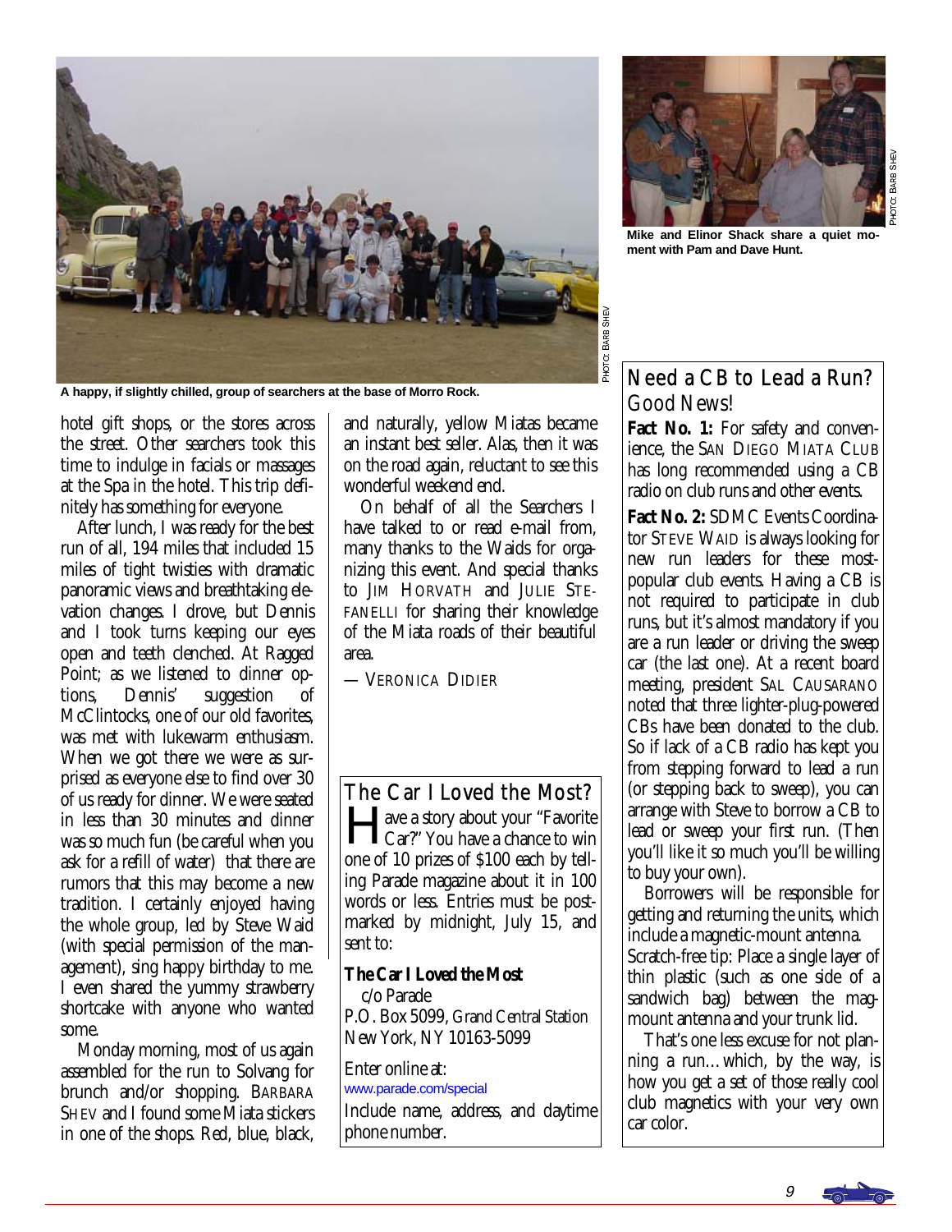A happy, if slightly chilled, group of searchers at the base of Morro Rock.

PHOTO: BARB SHEV

Mike and Elinor Shack share a quiet moment with Pam and Dave Hunt.

PHOTO: BARB SHEV

hotel gift shops, or the stores across the street. Other searchers took this time to indulge in facials or massages at the Spa in the hotel. This trip definitely has something for everyone.

After lunch, I was ready for the best run of all, 194 miles that included 15 miles of tight twisties with dramatic panoramic views and breathtaking elevation changes. I drove, but Dennis and I took turns keeping our eyes open and teeth clenched. At Ragged Point; as we listened to dinner options, Dennis' suggestion of McClintocks, one of our old favorites, was met with lukewarm enthusiasm. When we got there we were as surprised as everyone else to find over 30 of us ready for dinner. We were seated in less than 30 minutes and dinner was so much fun (be careful when you ask for a refill of water) that there are rumors that this may become a new tradition. I certainly enjoyed having the whole group, led by Steve Waid (with special permission of the management), sing happy birthday to me. I even shared the yummy strawberry shortcake with anyone who wanted some.

Monday morning, most of us again assembled for the run to Solvang for brunch and/or shopping. BARBARA SHEV and I found some Miata stickers in one of the shops. Red, blue, black, and naturally, yellow Miatas became an instant best seller. Alas, then it was on the road again, reluctant to see this wonderful weekend end.

On behalf of all the Searchers I have talked to or read e-mail from, many thanks to the Waids for organizing this event. And special thanks to JIM HORVATH and JULIE STEFANELLI for sharing their knowledge of the Miata roads of their beautiful area.

— VERONICA DIDIER

## The Car I Loved the Most?

Have a story about your "Favorite Car?" You have a chance to win one of 10 prizes of $100 each by telling Parade magazine about it in 100 words or less. Entries must be postmarked by midnight, July 15, and sent to:

**The Car I Loved the Most**
c/o Parade
P.O. Box 5099, Grand Central Station
New York, NY 10163-5099

Enter online at:
www.parade.com/special

Include name, address, and daytime phone number.

## Need a CB to Lead a Run? Good News!

**Fact No. 1:** For safety and convenience, the SAN DIEGO MIATA CLUB has long recommended using a CB radio on club runs and other events.

**Fact No. 2:** SDMC Events Coordinator STEVE WAID is always looking for new run leaders for these most-popular club events. Having a CB is not required to participate in club runs, but it's almost mandatory if you are a run leader or driving the sweep car (the last one). At a recent board meeting, president SAL CAUSARANO noted that three lighter-plug-powered CBs have been donated to the club. So if lack of a CB radio has kept you from stepping forward to lead a run (or stepping back to sweep), you can arrange with Steve to borrow a CB to lead or sweep your first run. (Then you'll like it so much you'll be willing to buy your own).

Borrowers will be responsible for getting and returning the units, which include a magnetic-mount antenna. Scratch-free tip: Place a single layer of thin plastic (such as one side of a sandwich bag) between the mag-mount antenna and your trunk lid.

That's one less excuse for not planning a run…which, by the way, is how you get a set of those really cool club magnetics with your very own car color.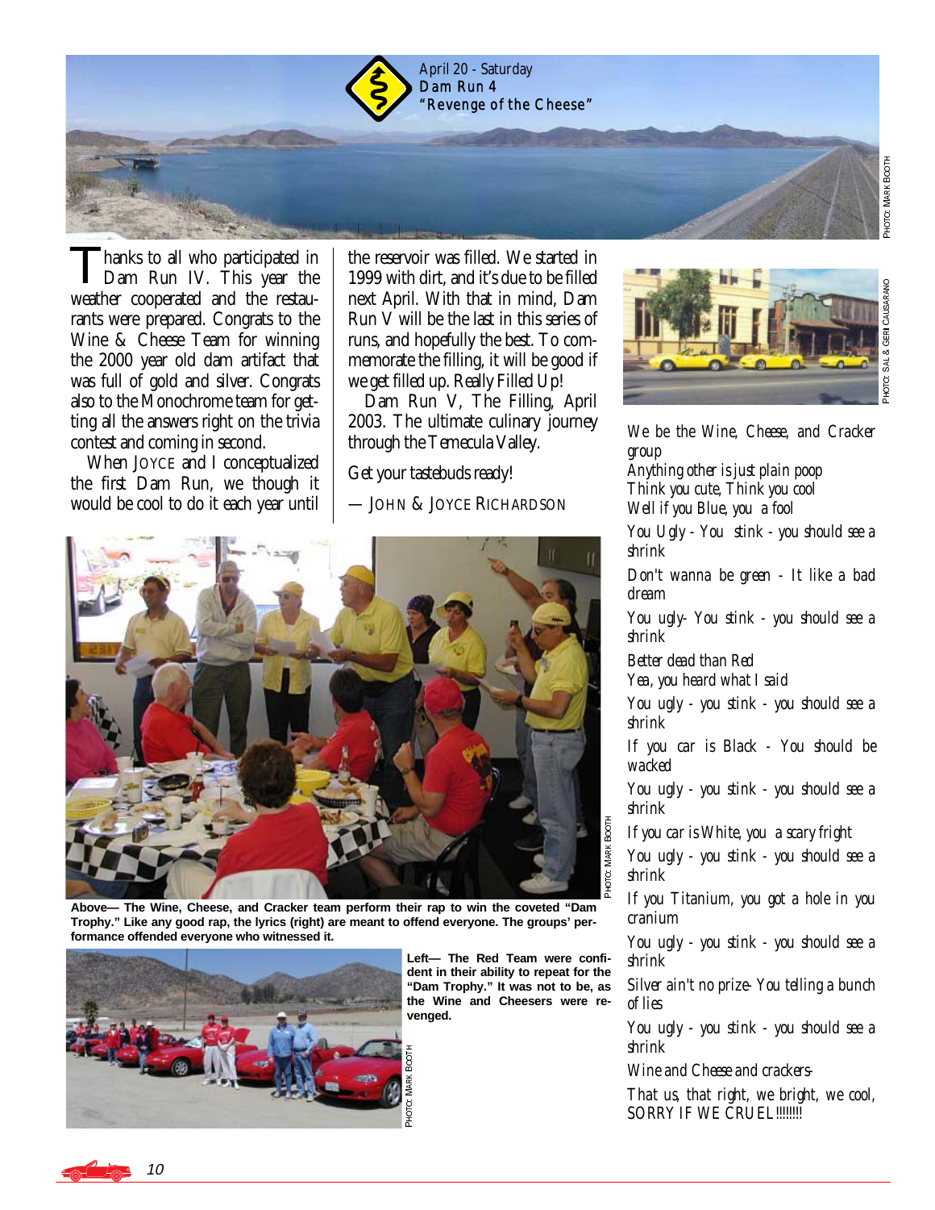April 20 - Saturday
**Dam Run 4**
**"Revenge of the Cheese"**

PHOTO: MARK BOOTH

Thanks to all who participated in Dam Run IV. This year the weather cooperated and the restaurants were prepared. Congrats to the Wine & Cheese Team for winning the 2000 year old dam artifact that was full of gold and silver. Congrats also to the Monochrome team for getting all the answers right on the trivia contest and coming in second.

When JOYCE and I conceptualized the first Dam Run, we though it would be cool to do it each year until the reservoir was filled. We started in 1999 with dirt, and it's due to be filled next April. With that in mind, Dam Run V will be the last in this series of runs, and hopefully the best. To commemorate the filling, it will be good if we get filled up. Really Filled Up!

Dam Run V, The Filling, April 2003. The ultimate culinary journey through the Temecula Valley.

Get your tastebuds ready!

— JOHN & JOYCE RICHARDSON

PHOTO: SAL & GERI CAUSARANO

*We be the Wine, Cheese, and Cracker group*
*Anything other is just plain poop*
*Think you cute, Think you cool*
*Well if you Blue, you a fool*

*You Ugly - You stink - you should see a shrink*

*Don't wanna be green - It like a bad dream*

*You ugly- You stink - you should see a shrink*

*Better dead than Red*
*Yea, you heard what I said*

*You ugly - you stink - you should see a shrink*

*If you car is Black - You should be wacked*

*You ugly - you stink - you should see a shrink*

*If you car is White, you a scary fright*

*You ugly - you stink - you should see a shrink*

*If you Titanium, you got a hole in you cranium*

*You ugly - you stink - you should see a shrink*

*Silver ain't no prize- You telling a bunch of lies*

*You ugly - you stink - you should see a shrink*

*Wine and Cheese and crackers-*

*That us, that right, we bright, we cool, SORRY IF WE CRUEL!!!!!!!*

PHOTO: MARK BOOTH

**Above— The Wine, Cheese, and Cracker team perform their rap to win the coveted "Dam Trophy." Like any good rap, the lyrics (right) are meant to offend everyone. The groups' performance offended everyone who witnessed it.**

PHOTO: MARK BOOTH

**Left— The Red Team were confident in their ability to repeat for the "Dam Trophy." It was not to be, as the Wine and Cheesers were revenged.**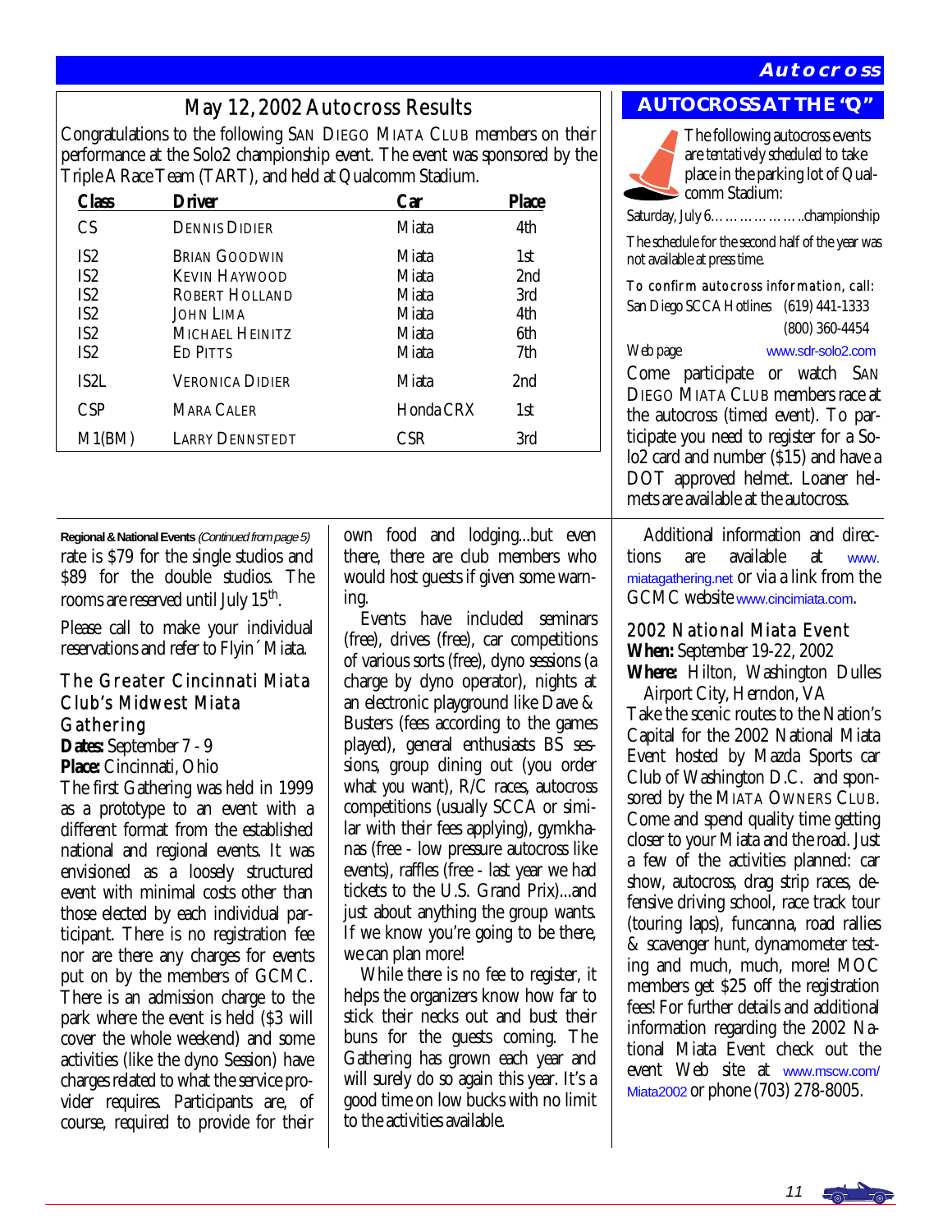## May 12, 2002 Autocross Results

Congratulations to the following San Diego Miata Club members on their performance at the Solo2 championship event. The event was sponsored by the Triple A Race Team (TART), and held at Qualcomm Stadium.

| Class | Driver | Car | Place |
|---|---|---|---|
| CS | Dennis Didier | Miata | 4th |
| IS2 | Brian Goodwin | Miata | 1st |
| IS2 | Kevin Haywood | Miata | 2nd |
| IS2 | Robert Holland | Miata | 3rd |
| IS2 | John Lima | Miata | 4th |
| IS2 | Michael Heinitz | Miata | 6th |
| IS2 | Ed Pitts | Miata | 7th |
| IS2L | Veronica Didier | Miata | 2nd |
| CSP | Mara Caler | Honda CRX | 1st |
| M1(BM) | Larry Dennstedt | CSR | 3rd |

## AUTOCROSS AT THE "Q"

The following autocross events are *tentatively scheduled* to take place in the parking lot of Qualcomm Stadium:

Saturday, July 6………………..championship

The schedule for the second half of the year was not available at press time.

To confirm autocross information, call:

San Diego SCCA Hotlines (619) 441-1333
(800) 360-4454

Web page www.sdr-solo2.com

Come participate or watch San Diego Miata Club members race at the autocross (timed event). To participate you need to register for a Solo2 card and number ($15) and have a DOT approved helmet. Loaner helmets are available at the autocross.

**Regional & National Events** *(Continued from page 5)*

rate is $79 for the single studios and $89 for the double studios. The rooms are reserved until July 15th.

Please call to make your individual reservations and refer to Flyin´ Miata.

### The Greater Cincinnati Miata Club's Midwest Miata Gathering

**Dates:** September 7 - 9
**Place:** Cincinnati, Ohio

The first Gathering was held in 1999 as a prototype to an event with a different format from the established national and regional events. It was envisioned as a loosely structured event with minimal costs other than those elected by each individual participant. There is no registration fee nor are there any charges for events put on by the members of GCMC. There is an admission charge to the park where the event is held ($3 will cover the whole weekend) and some activities (like the dyno Session) have charges related to what the service provider requires. Participants are, of course, required to provide for their own food and lodging...but even there, there are club members who would host guests if given some warning.

Events have included seminars (free), drives (free), car competitions of various sorts (free), dyno sessions (a charge by dyno operator), nights at an electronic playground like Dave & Busters (fees according to the games played), general enthusiasts BS sessions, group dining out (you order what you want), R/C races, autocross competitions (usually SCCA or similar with their fees applying), gymkhanas (free - low pressure autocross like events), raffles (free - last year we had tickets to the U.S. Grand Prix)...and just about anything the group wants. If we know you're going to be there, we can plan more!

While there is no fee to register, it helps the organizers know how far to stick their necks out and bust their buns for the guests coming. The Gathering has grown each year and will surely do so again this year. It's a good time on low bucks with no limit to the activities available.

Additional information and directions are available at www.miatagathering.net or via a link from the GCMC website www.cincimiata.com.

### 2002 National Miata Event

**When:** September 19-22, 2002
**Where:** Hilton, Washington Dulles Airport City, Herndon, VA

Take the scenic routes to the Nation's Capital for the 2002 National Miata Event hosted by Mazda Sports car Club of Washington D.C. and sponsored by the Miata Owners Club. Come and spend quality time getting closer to your Miata and the road. Just a few of the activities planned: car show, autocross, drag strip races, defensive driving school, race track tour (touring laps), funcanna, road rallies & scavenger hunt, dynamometer testing and much, much, more! MOC members get $25 off the registration fees! For further details and additional information regarding the 2002 National Miata Event check out the event Web site at www.mscw.com/Miata2002 or phone (703) 278-8005.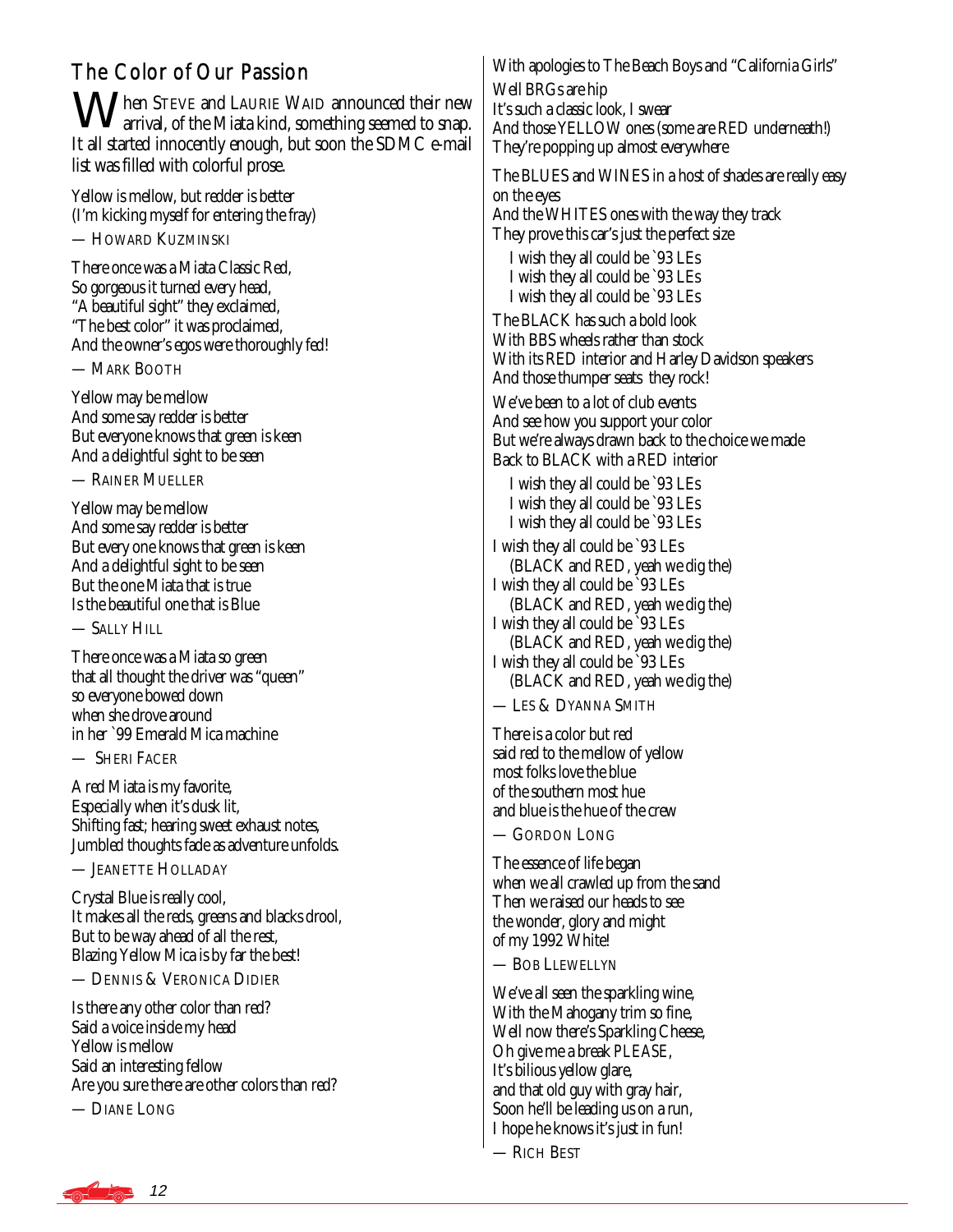## The Color of Our Passion

When Steve and Laurie Waid announced their new arrival, of the Miata kind, something seemed to snap. It all started innocently enough, but soon the SDMC e-mail list was filled with colorful prose.

Yellow is mellow, but redder is better  
(I'm kicking myself for entering the fray)

— Howard Kuzminski

There once was a Miata Classic Red,  
So gorgeous it turned every head,  
"A beautiful sight" they exclaimed,  
"The best color" it was proclaimed,  
And the owner's egos were thoroughly fed!

— Mark Booth

Yellow may be mellow  
And some say redder is better  
But everyone knows that green is keen  
And a delightful sight to be seen

— Rainer Mueller

Yellow may be mellow  
And some say redder is better  
But every one knows that green is keen  
And a delightful sight to be seen  
But the one Miata that is true  
Is the beautiful one that is Blue

— Sally Hill

There once was a Miata so green  
that all thought the driver was "queen"  
so everyone bowed down  
when she drove around  
in her `99 Emerald Mica machine

— Sheri Facer

A red Miata is my favorite,  
Especially when it's dusk lit,  
Shifting fast; hearing sweet exhaust notes,  
Jumbled thoughts fade as adventure unfolds.

— Jeanette Holladay

Crystal Blue is really cool,  
It makes all the reds, greens and blacks drool,  
But to be way ahead of all the rest,  
Blazing Yellow Mica is by far the best!

— Dennis & Veronica Didier

Is there any other color than red?  
Said a voice inside my head  
Yellow is mellow  
Said an interesting fellow  
Are you sure there are other colors than red?

— Diane Long

With apologies to The Beach Boys and "California Girls"

Well BRGs are hip  
It's such a classic look, I swear  
And those YELLOW ones (some are RED underneath!)  
They're popping up almost everywhere

The BLUES and WINES in a host of shades are really easy on the eyes  
And the WHITES ones with the way they track  
They prove this car's just the perfect size

I wish they all could be `93 LEs  
I wish they all could be `93 LEs  
I wish they all could be `93 LEs

The BLACK has such a bold look  
With BBS wheels rather than stock  
With its RED interior and Harley Davidson speakers  
And those thumper seats they rock!

We've been to a lot of club events  
And see how you support your color  
But we're always drawn back to the choice we made  
Back to BLACK with a RED interior

I wish they all could be `93 LEs  
I wish they all could be `93 LEs  
I wish they all could be `93 LEs

I wish they all could be `93 LEs  
(BLACK and RED, yeah we dig the)  
I wish they all could be `93 LEs  
(BLACK and RED, yeah we dig the)  
I wish they all could be `93 LEs  
(BLACK and RED, yeah we dig the)  
I wish they all could be `93 LEs  
(BLACK and RED, yeah we dig the)

— Les & Dyanna Smith

There is a color but red  
said red to the mellow of yellow  
most folks love the blue  
of the southern most hue  
and blue is the hue of the crew

— Gordon Long

The essence of life began  
when we all crawled up from the sand  
Then we raised our heads to see  
the wonder, glory and might  
of my 1992 White!

— Bob Llewellyn

We've all seen the sparkling wine,  
With the Mahogany trim so fine,  
Well now there's Sparkling Cheese,  
Oh give me a break PLEASE,  
It's bilious yellow glare,  
and that old guy with gray hair,  
Soon he'll be leading us on a run,  
I hope he knows it's just in fun!

— Rich Best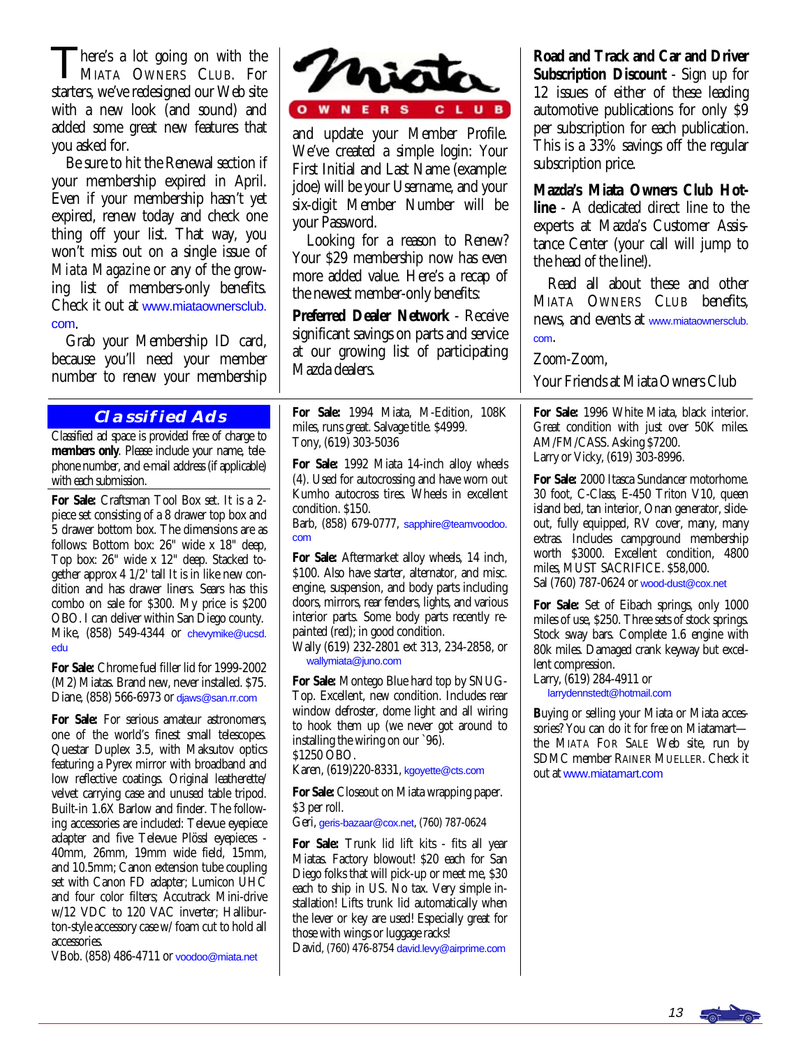There's a lot going on with the MIATA OWNERS CLUB. For starters, we've redesigned our Web site with a new look (and sound) and added some great new features that you asked for.

Be sure to hit the Renewal section if your membership expired in April. Even if your membership hasn't yet expired, renew today and check one thing off your list. That way, you won't miss out on a single issue of *Miata Magazine* or any of the growing list of members-only benefits. Check it out at www.miataownersclub.com.

Grab your Membership ID card, because you'll need your member number to renew your membership and update your Member Profile. We've created a simple login: Your First Initial and Last Name (example: jdoe) will be your Username, and your six-digit Member Number will be your Password.

Looking for a reason to Renew? Your $29 membership now has even more added value. Here's a recap of the newest member-only benefits:

**Preferred Dealer Network** - Receive significant savings on parts and service at our growing list of participating Mazda dealers.

**Road and Track and Car and Driver Subscription Discount** - Sign up for 12 issues of either of these leading automotive publications for only $9 per subscription for each publication. This is a 33% savings off the regular subscription price.

**Mazda's Miata Owners Club Hotline** - A dedicated direct line to the experts at Mazda's Customer Assistance Center (your call will jump to the head of the line!).

Read all about these and other MIATA OWNERS CLUB benefits, news, and events at www.miataownersclub.com.

Zoom-Zoom,

Your Friends at Miata Owners Club

## Classified Ads

Classified ad space is provided free of charge to **members only**. Please include your name, telephone number, and e-mail address (if applicable) with each submission.

**For Sale:** Craftsman Tool Box set. It is a 2-piece set consisting of a 8 drawer top box and 5 drawer bottom box. The dimensions are as follows: Bottom box: 26" wide x 18" deep, Top box: 26" wide x 12" deep. Stacked together approx 4 1/2' tall It is in like new condition and has drawer liners. Sears has this combo on sale for $300. My price is $200 OBO. I can deliver within San Diego county. Mike, (858) 549-4344 or chevymike@ucsd.edu

**For Sale:** Chrome fuel filler lid for 1999-2002 (M2) Miatas. Brand new, never installed. $75. Diane, (858) 566-6973 or djaws@san.rr.com

**For Sale:** For serious amateur astronomers, one of the world's finest small telescopes. Questar Duplex 3.5, with Maksutov optics featuring a Pyrex mirror with broadband and low reflective coatings. Original leatherette/velvet carrying case and unused table tripod. Built-in 1.6X Barlow and finder. The following accessories are included: Televue eyepiece adapter and five Televue Plössl eyepieces - 40mm, 26mm, 19mm wide field, 15mm, and 10.5mm; Canon extension tube coupling set with Canon FD adapter; Lumicon UHC and four color filters; Accutrack Mini-drive w/12 VDC to 120 VAC inverter; Halliburton-style accessory case w/ foam cut to hold all accessories.
VBob. (858) 486-4711 or voodoo@miata.net

**For Sale:** 1994 Miata, M-Edition, 108K miles, runs great. Salvage title. $4999.
Tony, (619) 303-5036

**For Sale:** 1992 Miata 14-inch alloy wheels (4). Used for autocrossing and have worn out Kumho autocross tires. Wheels in excellent condition. $150.
Barb, (858) 679-0777, sapphire@teamvoodoo.com

**For Sale:** Aftermarket alloy wheels, 14 inch, $100. Also have starter, alternator, and misc. engine, suspension, and body parts including doors, mirrors, rear fenders, lights, and various interior parts. Some body parts recently repainted (red); in good condition.
Wally (619) 232-2801 ext 313, 234-2858, or wallymiata@juno.com

**For Sale:** Montego Blue hard top by SNUG-Top. Excellent, new condition. Includes rear window defroster, dome light and all wiring to hook them up (we never got around to installing the wiring on our `96).
$1250 OBO.
Karen, (619)220-8331, kgoyette@cts.com

**For Sale:** Closeout on Miata wrapping paper. $3 per roll.
Geri, geris-bazaar@cox.net, (760) 787-0624

**For Sale:** Trunk lid lift kits - fits all year Miatas. Factory blowout! $20 each for San Diego folks that will pick-up or meet me, $30 each to ship in US. No tax. Very simple installation! Lifts trunk lid automatically when the lever or key are used! Especially great for those with wings or luggage racks!
David, (760) 476-8754 david.levy@airprime.com

**For Sale:** 1996 White Miata, black interior. Great condition with just over 50K miles. AM/FM/CASS. Asking $7200.
Larry or Vicky, (619) 303-8996.

**For Sale:** 2000 Itasca Sundancer motorhome. 30 foot, C-Class, E-450 Triton V10, queen island bed, tan interior, Onan generator, slide-out, fully equipped, RV cover, many, many extras. Includes campground membership worth $3000. Excellent condition, 4800 miles, MUST SACRIFICE. $58,000.
Sal (760) 787-0624 or wood-dust@cox.net

**For Sale:** Set of Eibach springs, only 1000 miles of use, $250. Three sets of stock springs. Stock sway bars. Complete 1.6 engine with 80k miles. Damaged crank keyway but excellent compression.
Larry, (619) 284-4911 or larrydennstedt@hotmail.com

Buying or selling your Miata or Miata accessories? You can do it for free on Miatamart—the MIATA FOR SALE Web site, run by SDMC member RAINER MUELLER. Check it out at www.miatamart.com